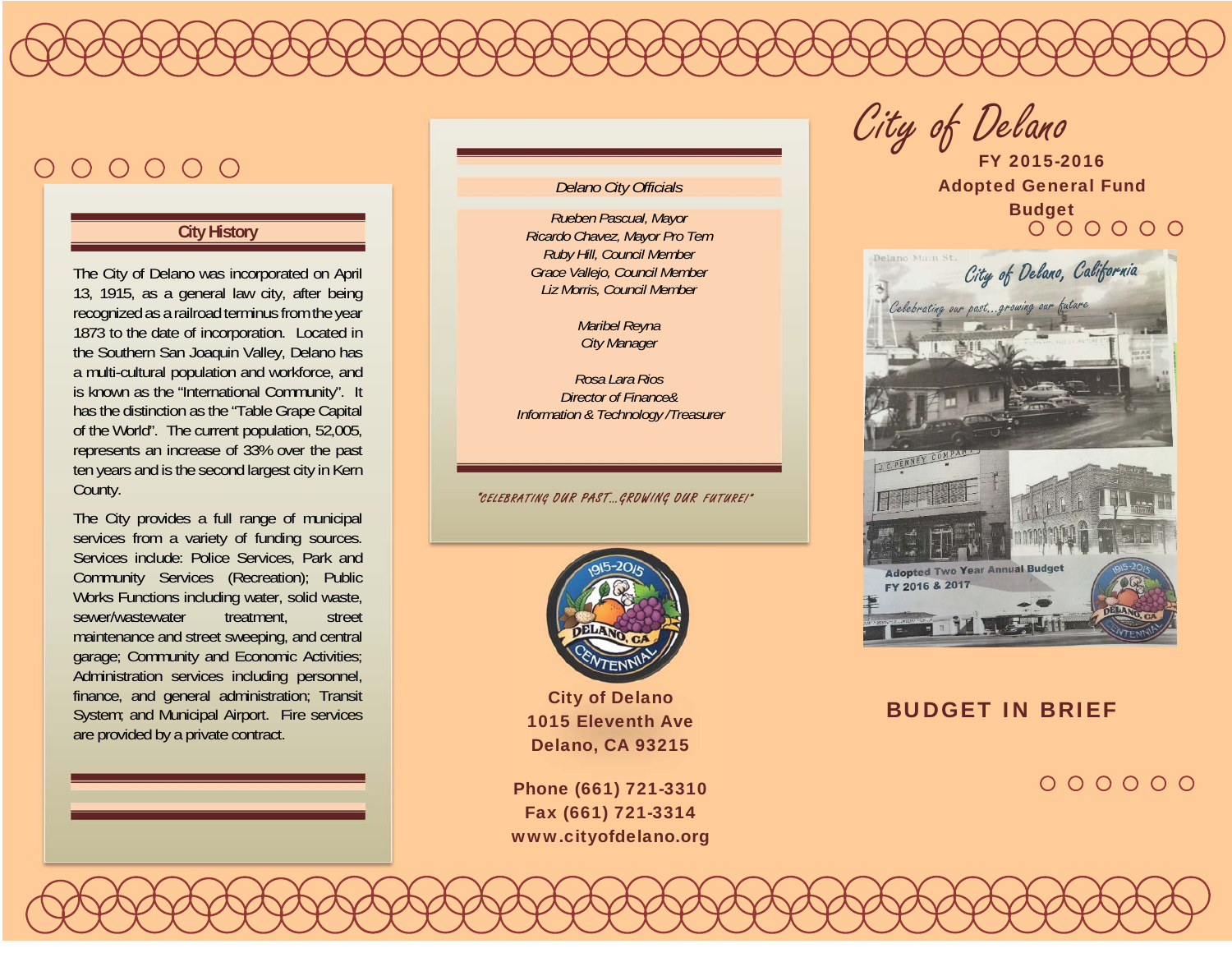# City of Delano

**FY 2015-2016**

**Adopted General Fund Budget**

## BUDGET IN BRIEF

## City History

The City of Delano was incorporated on April 13, 1915, as a general law city, after being recognized as a railroad terminus from the year 1873 to the date of incorporation. Located in the Southern San Joaquin Valley, Delano has a multi-cultural population and workforce, and is known as the "International Community". It has the distinction as the "Table Grape Capital of the World". The current population, 52,005, represents an increase of 33% over the past ten years and is the second largest city in Kern County.

The City provides a full range of municipal services from a variety of funding sources. Services include: Police Services, Park and Community Services (Recreation); Public Works Functions including water, solid waste, sewer/wastewater treatment, street maintenance and street sweeping, and central garage; Community and Economic Activities; Administration services including personnel, finance, and general administration; Transit System; and Municipal Airport. Fire services are provided by a private contract.

## *Delano City Officials*

*Rueben Pascual, Mayor*
*Ricardo Chavez, Mayor Pro Tem*
*Ruby Hill, Council Member*
*Grace Vallejo, Council Member*
*Liz Morris, Council Member*

*Maribel Reyna*
*City Manager*

*Rosa Lara Rios*
*Director of Finance&*
*Information & Technology /Treasurer*

"CELEBRATING OUR PAST…GROWING OUR FUTURE!"

**City of Delano**
**1015 Eleventh Ave**
**Delano, CA 93215**

**Phone (661) 721-3310**
**Fax (661) 721-3314**
**www.cityofdelano.org**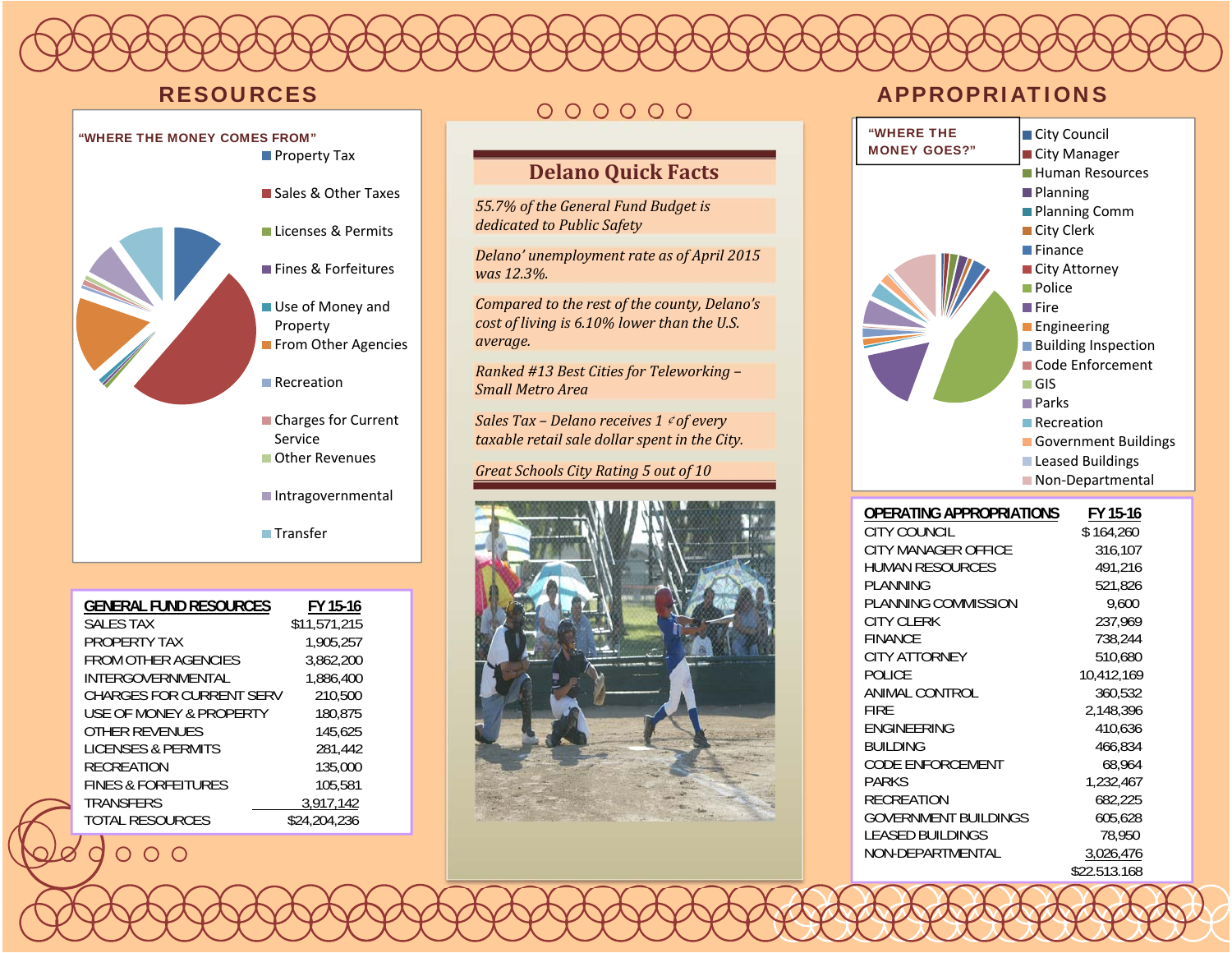## RESOURCES

"WHERE THE MONEY COMES FROM"

Property Tax

Sales & Other Taxes

Licenses & Permits

Fines & Forfeitures

Use of Money and Property

From Other Agencies

Recreation

Charges for Current Service

Other Revenues

Intragovernmental

Transfer

| GENERAL FUND RESOURCES | FY 15-16 |
|---|---|
| SALES TAX | $11,571,215 |
| PROPERTY TAX | 1,905,257 |
| FROM OTHER AGENCIES | 3,862,200 |
| INTERGOVERNMENTAL | 1,886,400 |
| CHARGES FOR CURRENT SERV | 210,500 |
| USE OF MONEY & PROPERTY | 180,875 |
| OTHER REVENUES | 145,625 |
| LICENSES & PERMITS | 281,442 |
| RECREATION | 135,000 |
| FINES & FORFEITURES | 105,581 |
| TRANSFERS | 3,917,142 |
| TOTAL RESOURCES | $24,204,236 |

## Delano Quick Facts

*55.7% of the General Fund Budget is dedicated to Public Safety*

*Delano' unemployment rate as of April 2015 was 12.3%.*

*Compared to the rest of the county, Delano's cost of living is 6.10% lower than the U.S. average.*

*Ranked #13 Best Cities for Teleworking – Small Metro Area*

*Sales Tax – Delano receives 1 ¢ of every taxable retail sale dollar spent in the City.*

*Great Schools City Rating 5 out of 10*

## APPROPRIATIONS

"WHERE THE MONEY GOES?"

City Council

City Manager

Human Resources

Planning

Planning Comm

City Clerk

Finance

City Attorney

Police

Fire

Engineering

Building Inspection

Code Enforcement

GIS

Parks

Recreation

Government Buildings

Leased Buildings

Non-Departmental

| OPERATING APPROPRIATIONS | FY 15-16 |
|---|---|
| CITY COUNCIL | $ 164,260 |
| CITY MANAGER OFFICE | 316,107 |
| HUMAN RESOURCES | 491,216 |
| PLANNING | 521,826 |
| PLANNING COMMISSION | 9,600 |
| CITY CLERK | 237,969 |
| FINANCE | 738,244 |
| CITY ATTORNEY | 510,680 |
| POLICE | 10,412,169 |
| ANIMAL CONTROL | 360,532 |
| FIRE | 2,148,396 |
| ENGINEERING | 410,636 |
| BUILDING | 466,834 |
| CODE ENFORCEMENT | 68,964 |
| PARKS | 1,232,467 |
| RECREATION | 682,225 |
| GOVERNMENT BUILDINGS | 605,628 |
| LEASED BUILDINGS | 78,950 |
| NON-DEPARTMENTAL | 3,026,476 |
| | $22,513,168 |